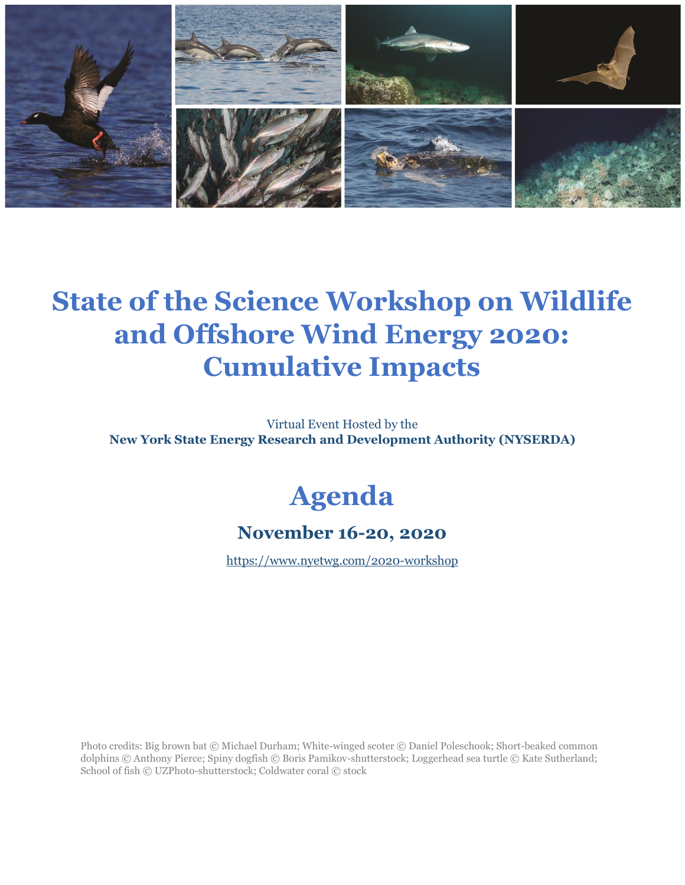# State of the Science Workshop on Wildlife and Offshore Wind Energy 2020: Cumulative Impacts

Virtual Event Hosted by the

**New York State Energy Research and Development Authority (NYSERDA)**

# Agenda

### November 16-20, 2020

https://www.nyetwg.com/2020-workshop

Photo credits: Big brown bat © Michael Durham; White-winged scoter © Daniel Poleschook; Short-beaked common dolphins © Anthony Pierce; Spiny dogfish © Boris Pamikov-shutterstock; Loggerhead sea turtle © Kate Sutherland; School of fish © UZPhoto-shutterstock; Coldwater coral © stock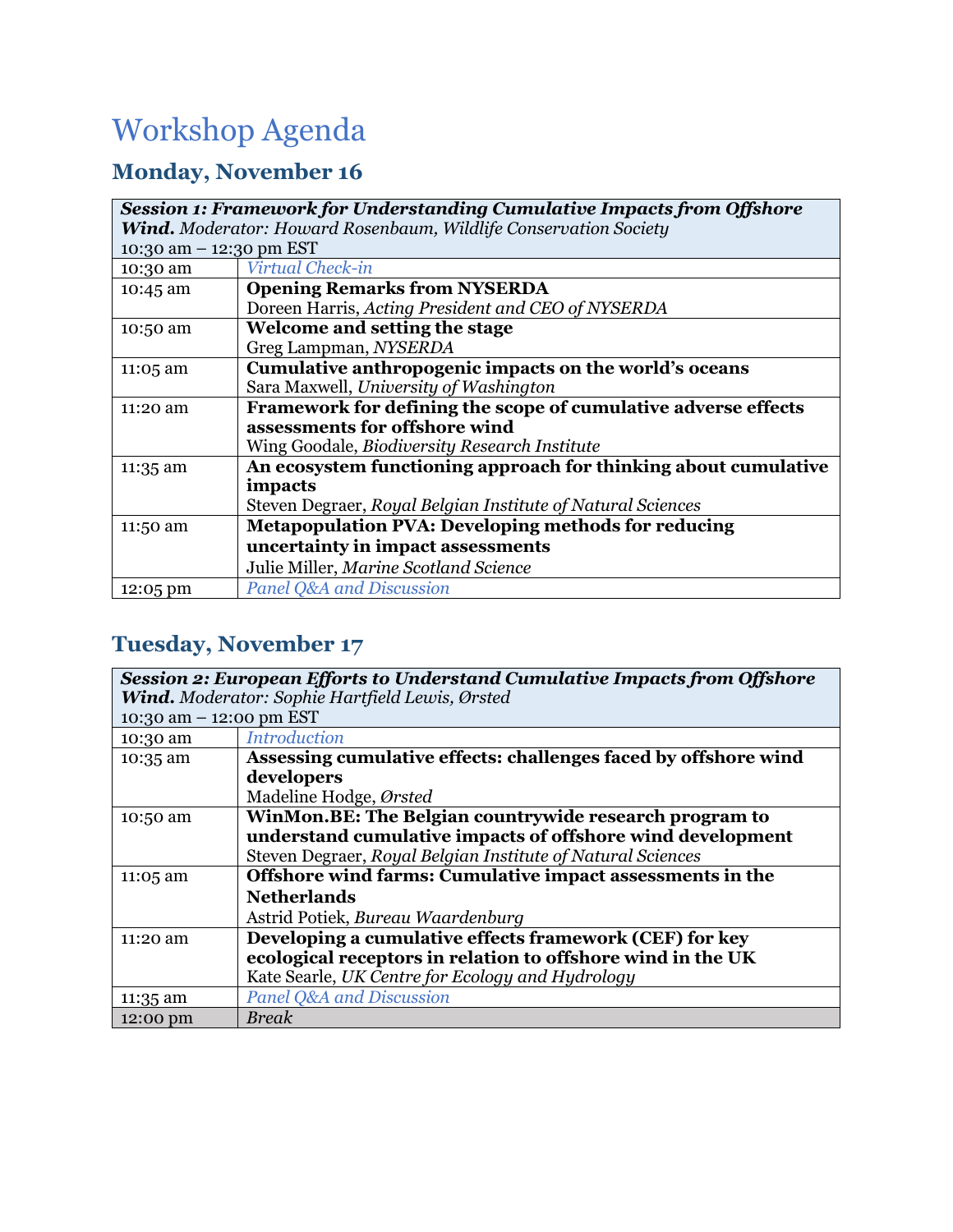# Workshop Agenda

## Monday, November 16

| ***Session 1: Framework for Understanding Cumulative Impacts from Offshore Wind.*** *Moderator: Howard Rosenbaum, Wildlife Conservation Society* 10:30 am – 12:30 pm EST | |
|---|---|
| 10:30 am | *Virtual Check-in* |
| 10:45 am | **Opening Remarks from NYSERDA** Doreen Harris, *Acting President and CEO of NYSERDA* |
| 10:50 am | **Welcome and setting the stage** Greg Lampman, *NYSERDA* |
| 11:05 am | **Cumulative anthropogenic impacts on the world's oceans** Sara Maxwell, *University of Washington* |
| 11:20 am | **Framework for defining the scope of cumulative adverse effects assessments for offshore wind** Wing Goodale, *Biodiversity Research Institute* |
| 11:35 am | **An ecosystem functioning approach for thinking about cumulative impacts** Steven Degraer, *Royal Belgian Institute of Natural Sciences* |
| 11:50 am | **Metapopulation PVA: Developing methods for reducing uncertainty in impact assessments** Julie Miller, *Marine Scotland Science* |
| 12:05 pm | *Panel Q&A and Discussion* |

## Tuesday, November 17

| ***Session 2: European Efforts to Understand Cumulative Impacts from Offshore Wind.*** *Moderator: Sophie Hartfield Lewis, Ørsted* 10:30 am – 12:00 pm EST | |
|---|---|
| 10:30 am | *Introduction* |
| 10:35 am | **Assessing cumulative effects: challenges faced by offshore wind developers** Madeline Hodge, *Ørsted* |
| 10:50 am | **WinMon.BE: The Belgian countrywide research program to understand cumulative impacts of offshore wind development** Steven Degraer, *Royal Belgian Institute of Natural Sciences* |
| 11:05 am | **Offshore wind farms: Cumulative impact assessments in the Netherlands** Astrid Potiek, *Bureau Waardenburg* |
| 11:20 am | **Developing a cumulative effects framework (CEF) for key ecological receptors in relation to offshore wind in the UK** Kate Searle, *UK Centre for Ecology and Hydrology* |
| 11:35 am | *Panel Q&A and Discussion* |
| 12:00 pm | *Break* |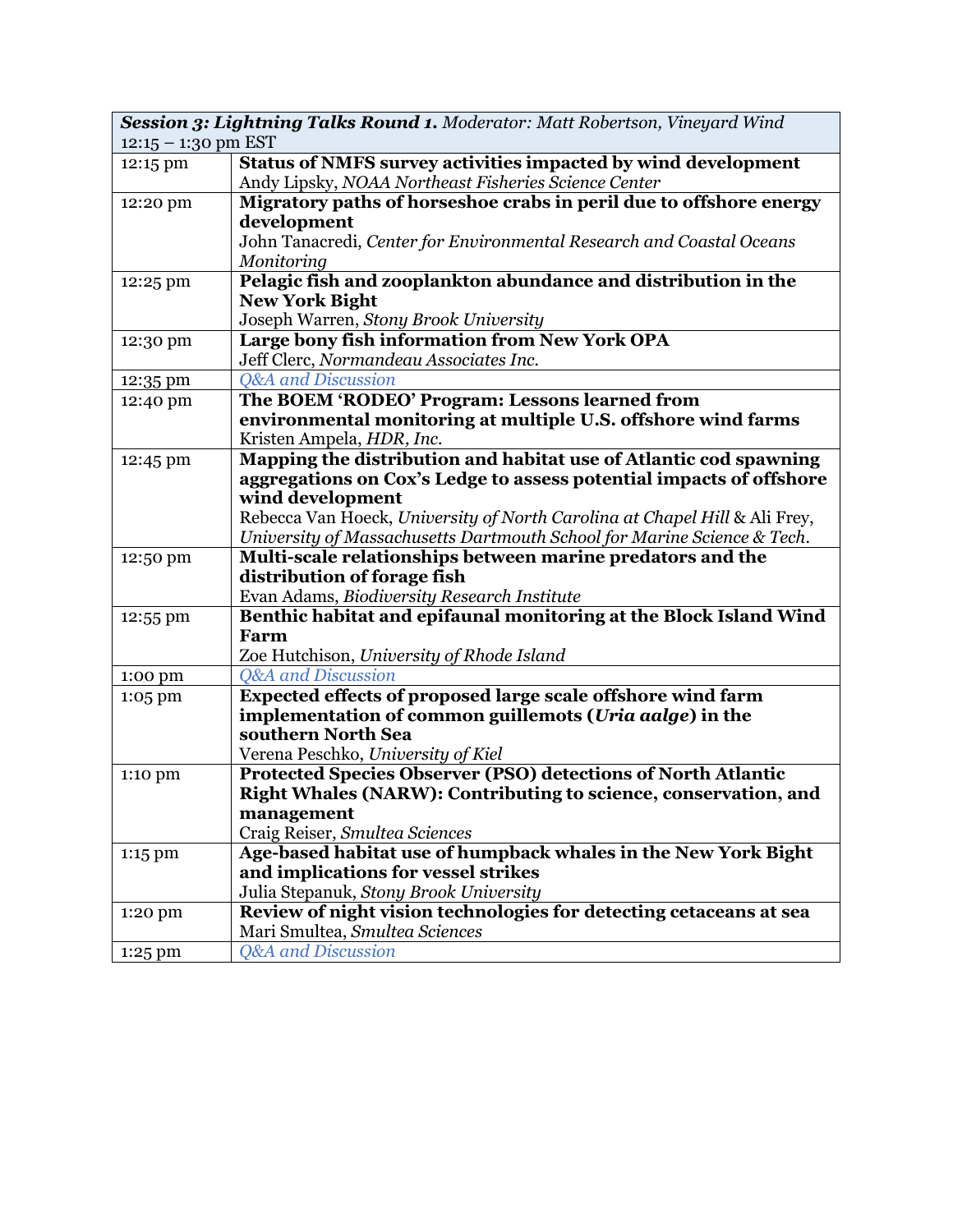| ***Session 3: Lightning Talks Round 1.*** *Moderator: Matt Robertson, Vineyard Wind* 12:15 – 1:30 pm EST | |
|---|---|
| 12:15 pm | **Status of NMFS survey activities impacted by wind development** Andy Lipsky, *NOAA Northeast Fisheries Science Center* |
| 12:20 pm | **Migratory paths of horseshoe crabs in peril due to offshore energy development** John Tanacredi, *Center for Environmental Research and Coastal Oceans Monitoring* |
| 12:25 pm | **Pelagic fish and zooplankton abundance and distribution in the New York Bight** Joseph Warren, *Stony Brook University* |
| 12:30 pm | **Large bony fish information from New York OPA** Jeff Clerc, *Normandeau Associates Inc.* |
| 12:35 pm | *Q&A and Discussion* |
| 12:40 pm | **The BOEM 'RODEO' Program: Lessons learned from environmental monitoring at multiple U.S. offshore wind farms** Kristen Ampela, *HDR, Inc.* |
| 12:45 pm | **Mapping the distribution and habitat use of Atlantic cod spawning aggregations on Cox's Ledge to assess potential impacts of offshore wind development** Rebecca Van Hoeck, *University of North Carolina at Chapel Hill* & Ali Frey, *University of Massachusetts Dartmouth School for Marine Science & Tech.* |
| 12:50 pm | **Multi-scale relationships between marine predators and the distribution of forage fish** Evan Adams, *Biodiversity Research Institute* |
| 12:55 pm | **Benthic habitat and epifaunal monitoring at the Block Island Wind Farm** Zoe Hutchison, *University of Rhode Island* |
| 1:00 pm | *Q&A and Discussion* |
| 1:05 pm | **Expected effects of proposed large scale offshore wind farm implementation of common guillemots (*Uria aalge*) in the southern North Sea** Verena Peschko, *University of Kiel* |
| 1:10 pm | **Protected Species Observer (PSO) detections of North Atlantic Right Whales (NARW): Contributing to science, conservation, and management** Craig Reiser, *Smultea Sciences* |
| 1:15 pm | **Age-based habitat use of humpback whales in the New York Bight and implications for vessel strikes** Julia Stepanuk, *Stony Brook University* |
| 1:20 pm | **Review of night vision technologies for detecting cetaceans at sea** Mari Smultea, *Smultea Sciences* |
| 1:25 pm | *Q&A and Discussion* |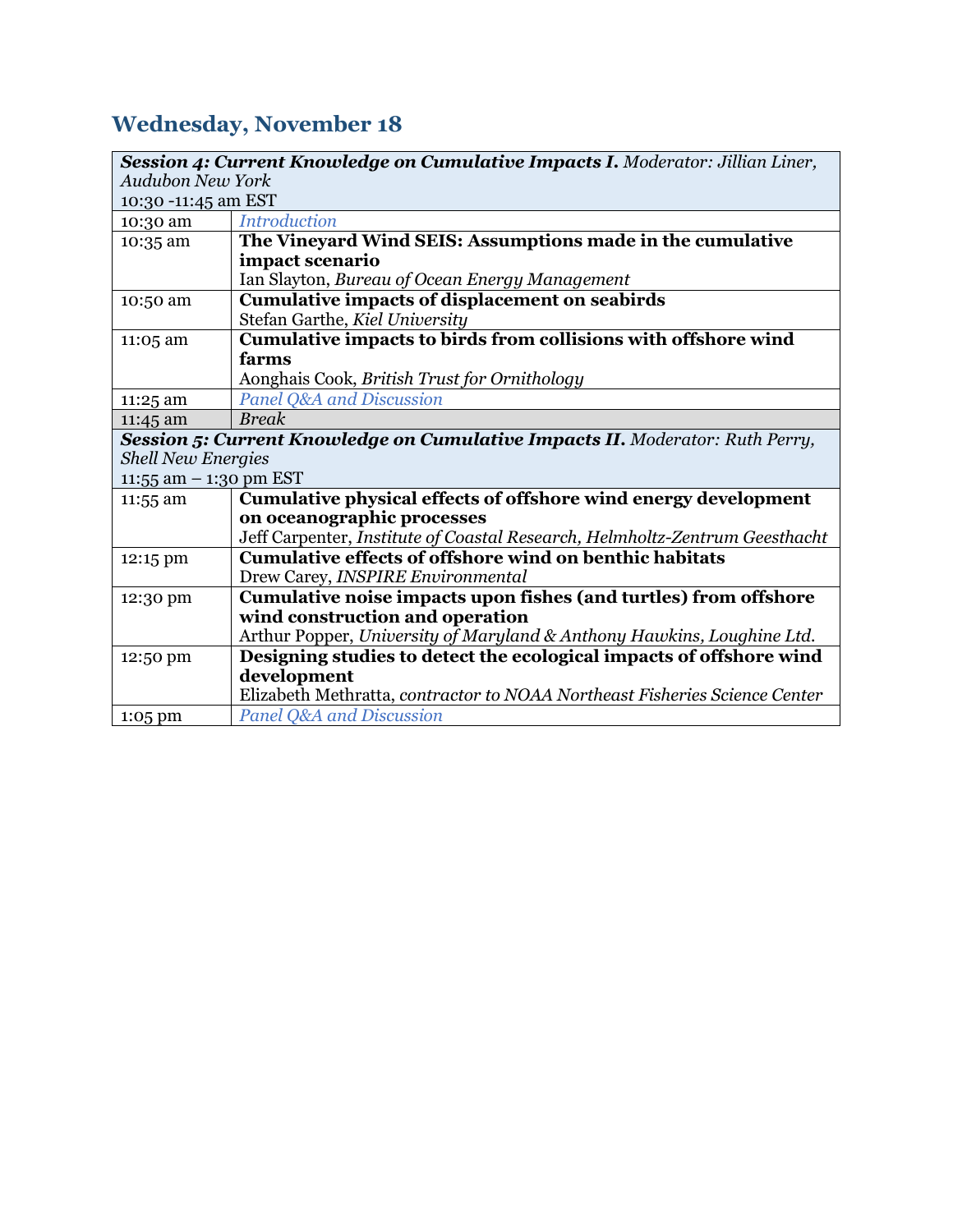## Wednesday, November 18

| | |
|---|---|
| ***Session 4: Current Knowledge on Cumulative Impacts I.*** *Moderator: Jillian Liner, Audubon New York*<br>10:30 -11:45 am EST | |
| 10:30 am | *Introduction* |
| 10:35 am | **The Vineyard Wind SEIS: Assumptions made in the cumulative impact scenario**<br>Ian Slayton, *Bureau of Ocean Energy Management* |
| 10:50 am | **Cumulative impacts of displacement on seabirds**<br>Stefan Garthe, *Kiel University* |
| 11:05 am | **Cumulative impacts to birds from collisions with offshore wind farms**<br>Aonghais Cook, *British Trust for Ornithology* |
| 11:25 am | *Panel Q&A and Discussion* |
| 11:45 am | *Break* |
| ***Session 5: Current Knowledge on Cumulative Impacts II.*** *Moderator: Ruth Perry, Shell New Energies*<br>11:55 am – 1:30 pm EST | |
| 11:55 am | **Cumulative physical effects of offshore wind energy development on oceanographic processes**<br>Jeff Carpenter, *Institute of Coastal Research, Helmholtz-Zentrum Geesthacht* |
| 12:15 pm | **Cumulative effects of offshore wind on benthic habitats**<br>Drew Carey, *INSPIRE Environmental* |
| 12:30 pm | **Cumulative noise impacts upon fishes (and turtles) from offshore wind construction and operation**<br>Arthur Popper, *University of Maryland & Anthony Hawkins, Loughine Ltd.* |
| 12:50 pm | **Designing studies to detect the ecological impacts of offshore wind development**<br>Elizabeth Methratta, *contractor to NOAA Northeast Fisheries Science Center* |
| 1:05 pm | *Panel Q&A and Discussion* |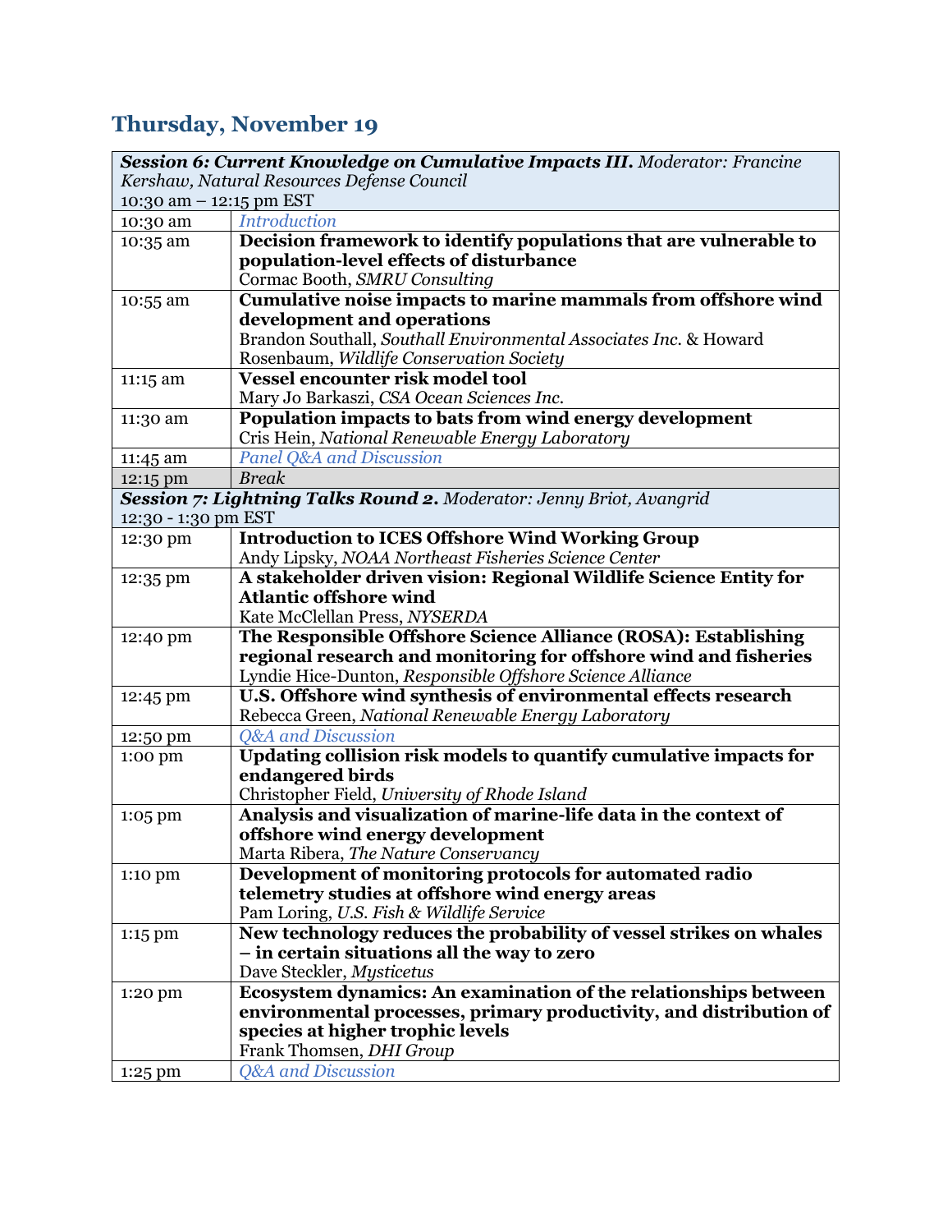## Thursday, November 19

| ***Session 6: Current Knowledge on Cumulative Impacts III.*** *Moderator: Francine Kershaw, Natural Resources Defense Council* 10:30 am – 12:15 pm EST | |
|---|---|
| 10:30 am | *Introduction* |
| 10:35 am | **Decision framework to identify populations that are vulnerable to population-level effects of disturbance** Cormac Booth, *SMRU Consulting* |
| 10:55 am | **Cumulative noise impacts to marine mammals from offshore wind development and operations** Brandon Southall, *Southall Environmental Associates Inc.* & Howard Rosenbaum, *Wildlife Conservation Society* |
| 11:15 am | **Vessel encounter risk model tool** Mary Jo Barkaszi, *CSA Ocean Sciences Inc.* |
| 11:30 am | **Population impacts to bats from wind energy development** Cris Hein, *National Renewable Energy Laboratory* |
| 11:45 am | *Panel Q&A and Discussion* |
| 12:15 pm | *Break* |
| ***Session 7: Lightning Talks Round 2.*** *Moderator: Jenny Briot, Avangrid* 12:30 - 1:30 pm EST | |
| 12:30 pm | **Introduction to ICES Offshore Wind Working Group** Andy Lipsky, *NOAA Northeast Fisheries Science Center* |
| 12:35 pm | **A stakeholder driven vision: Regional Wildlife Science Entity for Atlantic offshore wind** Kate McClellan Press, *NYSERDA* |
| 12:40 pm | **The Responsible Offshore Science Alliance (ROSA): Establishing regional research and monitoring for offshore wind and fisheries** Lyndie Hice-Dunton, *Responsible Offshore Science Alliance* |
| 12:45 pm | **U.S. Offshore wind synthesis of environmental effects research** Rebecca Green, *National Renewable Energy Laboratory* |
| 12:50 pm | *Q&A and Discussion* |
| 1:00 pm | **Updating collision risk models to quantify cumulative impacts for endangered birds** Christopher Field, *University of Rhode Island* |
| 1:05 pm | **Analysis and visualization of marine-life data in the context of offshore wind energy development** Marta Ribera, *The Nature Conservancy* |
| 1:10 pm | **Development of monitoring protocols for automated radio telemetry studies at offshore wind energy areas** Pam Loring, *U.S. Fish & Wildlife Service* |
| 1:15 pm | **New technology reduces the probability of vessel strikes on whales – in certain situations all the way to zero** Dave Steckler, *Mysticetus* |
| 1:20 pm | **Ecosystem dynamics: An examination of the relationships between environmental processes, primary productivity, and distribution of species at higher trophic levels** Frank Thomsen, *DHI Group* |
| 1:25 pm | *Q&A and Discussion* |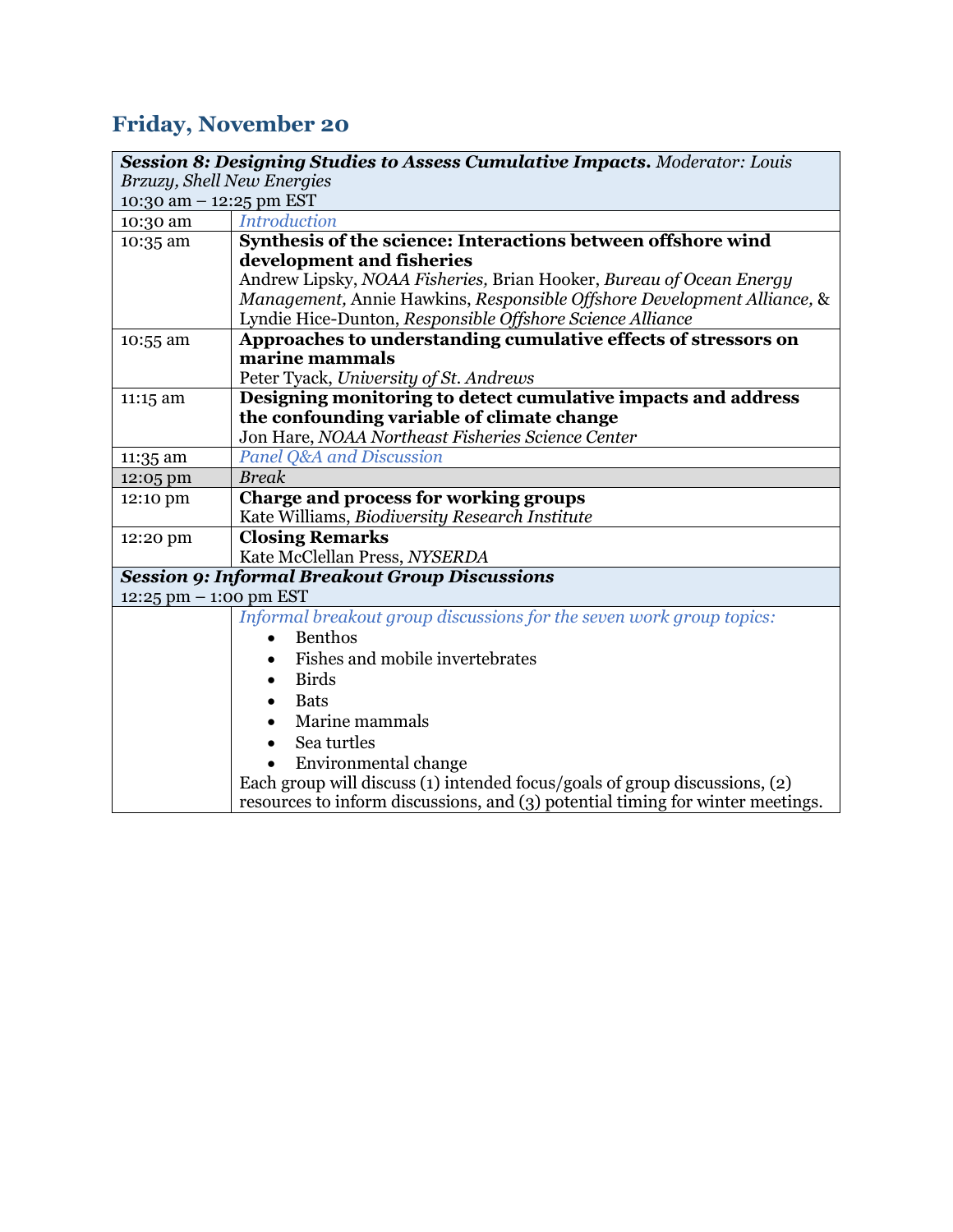## Friday, November 20

| | |
|---|---|
| ***Session 8: Designing Studies to Assess Cumulative Impacts.*** *Moderator: Louis Brzuzy, Shell New Energies*<br>10:30 am – 12:25 pm EST | |
| 10:30 am | *Introduction* |
| 10:35 am | **Synthesis of the science: Interactions between offshore wind development and fisheries**<br>Andrew Lipsky, *NOAA Fisheries,* Brian Hooker, *Bureau of Ocean Energy Management,* Annie Hawkins, *Responsible Offshore Development Alliance,* & Lyndie Hice-Dunton, *Responsible Offshore Science Alliance* |
| 10:55 am | **Approaches to understanding cumulative effects of stressors on marine mammals**<br>Peter Tyack, *University of St. Andrews* |
| 11:15 am | **Designing monitoring to detect cumulative impacts and address the confounding variable of climate change**<br>Jon Hare, *NOAA Northeast Fisheries Science Center* |
| 11:35 am | *Panel Q&A and Discussion* |
| 12:05 pm | *Break* |
| 12:10 pm | **Charge and process for working groups**<br>Kate Williams, *Biodiversity Research Institute* |
| 12:20 pm | **Closing Remarks**<br>Kate McClellan Press, *NYSERDA* |
| ***Session 9: Informal Breakout Group Discussions***<br>12:25 pm – 1:00 pm EST | |
| | *Informal breakout group discussions for the seven work group topics:*<br>• Benthos<br>• Fishes and mobile invertebrates<br>• Birds<br>• Bats<br>• Marine mammals<br>• Sea turtles<br>• Environmental change<br>Each group will discuss (1) intended focus/goals of group discussions, (2) resources to inform discussions, and (3) potential timing for winter meetings. |